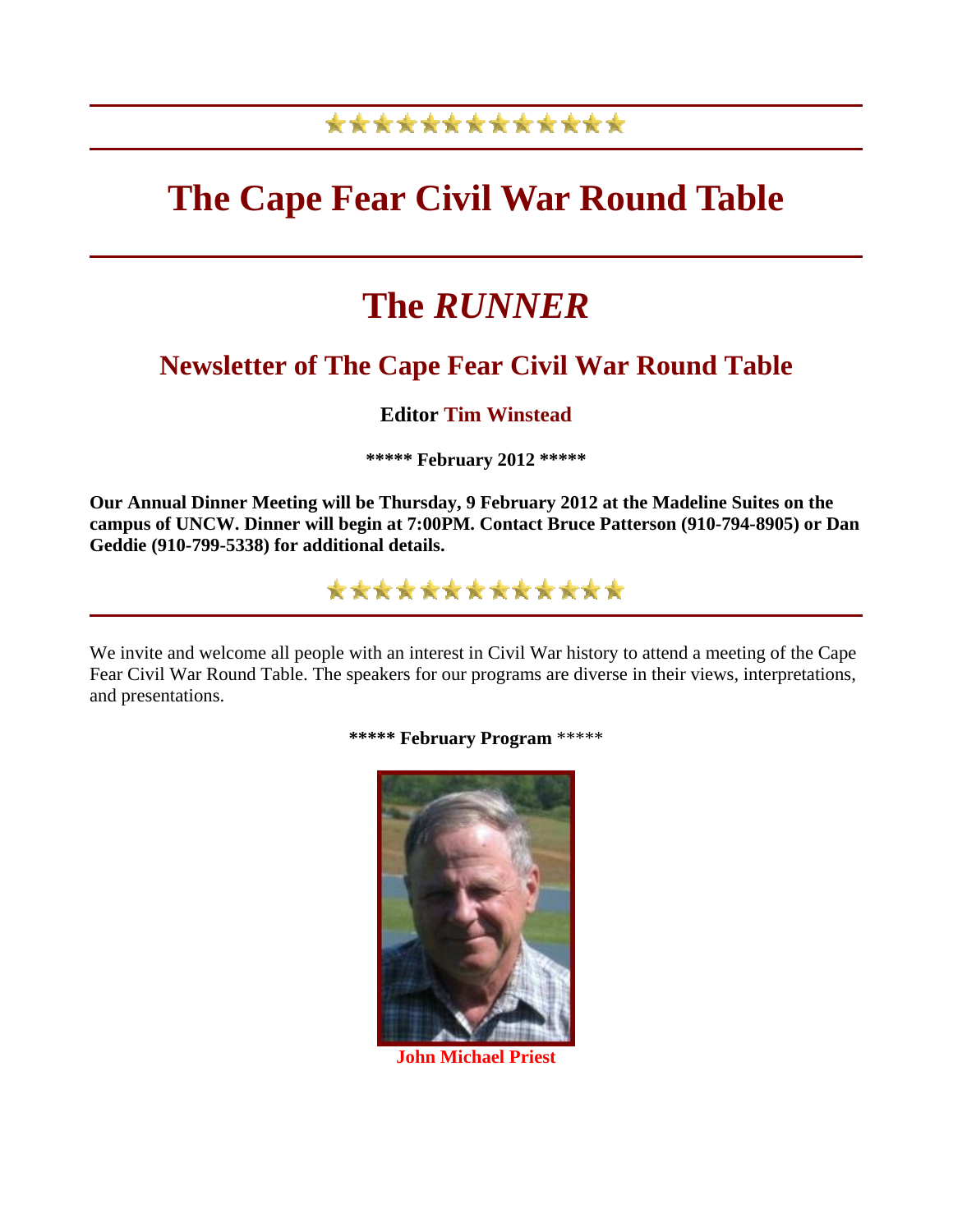# The Cape Fear Civil War Round Table

# The *RUNNER*

## Newsletter of The Cape Fear Civil War Round Table

**Editor Tim Winstead**

**\*\*\*\*\* February 2012 \*\*\*\*\***

**Our Annual Dinner Meeting will be Thursday, 9 February 2012 at the Madeline Suites on the campus of UNCW. Dinner will begin at 7:00PM. Contact Bruce Patterson (910-794-8905) or Dan Geddie (910-799-5338) for additional details.**

We invite and welcome all people with an interest in Civil War history to attend a meeting of the Cape Fear Civil War Round Table. The speakers for our programs are diverse in their views, interpretations, and presentations.

**\*\*\*\*\* February Program** \*\*\*\*\*

**John Michael Priest**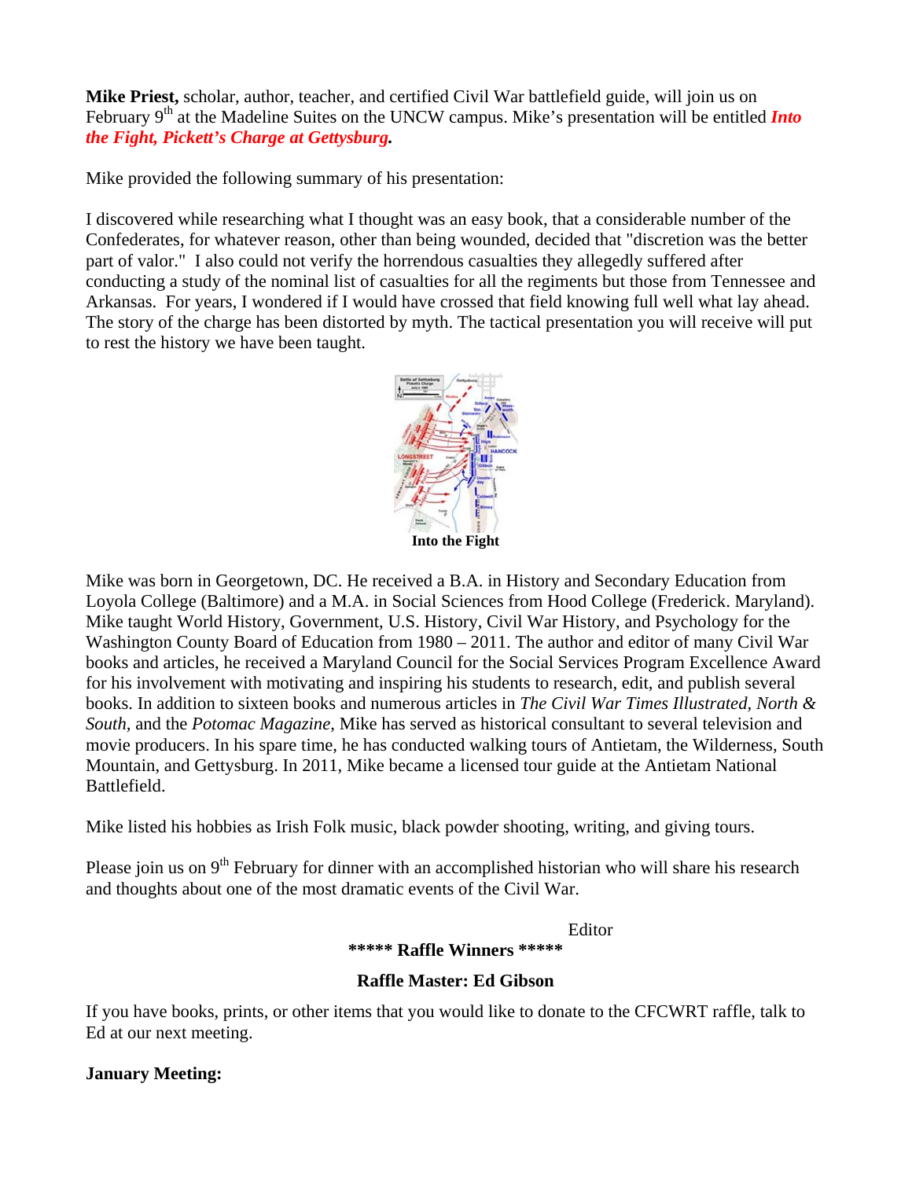**Mike Priest,** scholar, author, teacher, and certified Civil War battlefield guide, will join us on February 9th at the Madeline Suites on the UNCW campus. Mike's presentation will be entitled ***Into the Fight, Pickett's Charge at Gettysburg.***

Mike provided the following summary of his presentation:

I discovered while researching what I thought was an easy book, that a considerable number of the Confederates, for whatever reason, other than being wounded, decided that "discretion was the better part of valor." I also could not verify the horrendous casualties they allegedly suffered after conducting a study of the nominal list of casualties for all the regiments but those from Tennessee and Arkansas. For years, I wondered if I would have crossed that field knowing full well what lay ahead. The story of the charge has been distorted by myth. The tactical presentation you will receive will put to rest the history we have been taught.

**Into the Fight**

Mike was born in Georgetown, DC. He received a B.A. in History and Secondary Education from Loyola College (Baltimore) and a M.A. in Social Sciences from Hood College (Frederick. Maryland). Mike taught World History, Government, U.S. History, Civil War History, and Psychology for the Washington County Board of Education from 1980 – 2011. The author and editor of many Civil War books and articles, he received a Maryland Council for the Social Services Program Excellence Award for his involvement with motivating and inspiring his students to research, edit, and publish several books. In addition to sixteen books and numerous articles in *The Civil War Times Illustrated*, *North & South,* and the *Potomac Magazine*, Mike has served as historical consultant to several television and movie producers. In his spare time, he has conducted walking tours of Antietam, the Wilderness, South Mountain, and Gettysburg. In 2011, Mike became a licensed tour guide at the Antietam National Battlefield.

Mike listed his hobbies as Irish Folk music, black powder shooting, writing, and giving tours.

Please join us on 9th February for dinner with an accomplished historian who will share his research and thoughts about one of the most dramatic events of the Civil War.

Editor

**\*\*\*\*\* Raffle Winners \*\*\*\*\***

**Raffle Master: Ed Gibson**

If you have books, prints, or other items that you would like to donate to the CFCWRT raffle, talk to Ed at our next meeting.

**January Meeting:**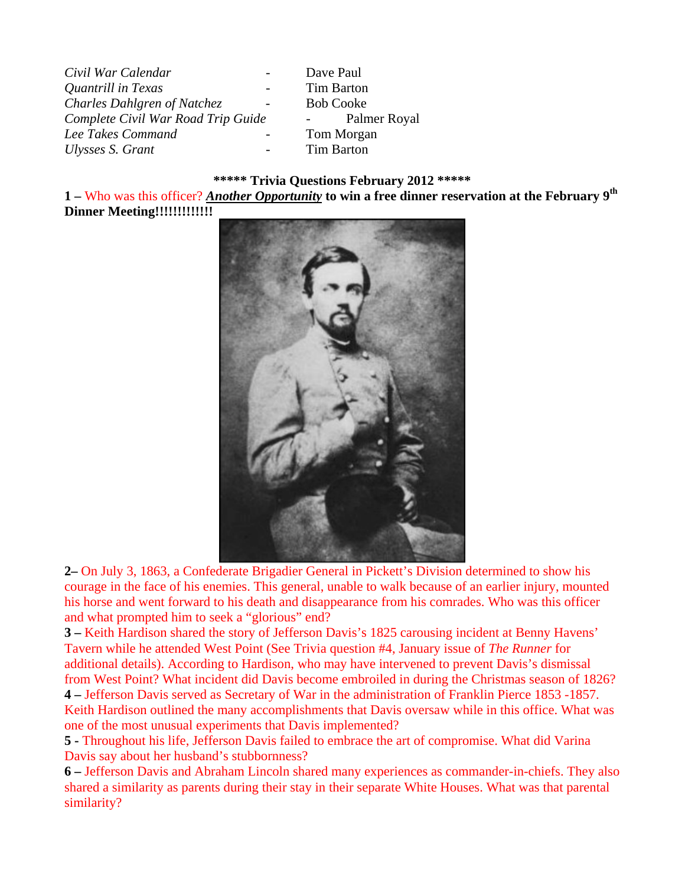| | | |
|---|---|---|
| *Civil War Calendar* | - | Dave Paul |
| *Quantrill in Texas* | - | Tim Barton |
| *Charles Dahlgren of Natchez* | - | Bob Cooke |
| *Complete Civil War Road Trip Guide* | - | Palmer Royal |
| *Lee Takes Command* | - | Tom Morgan |
| *Ulysses S. Grant* | - | Tim Barton |

**\*\*\*\*\* Trivia Questions February 2012 \*\*\*\*\***

**1 –** Who was this officer? ***Another Opportunity*** **to win a free dinner reservation at the February 9th Dinner Meeting!!!!!!!!!!!!!**

**2–** On July 3, 1863, a Confederate Brigadier General in Pickett's Division determined to show his courage in the face of his enemies. This general, unable to walk because of an earlier injury, mounted his horse and went forward to his death and disappearance from his comrades. Who was this officer and what prompted him to seek a "glorious" end?

**3 –** Keith Hardison shared the story of Jefferson Davis's 1825 carousing incident at Benny Havens' Tavern while he attended West Point (See Trivia question #4, January issue of *The Runner* for additional details). According to Hardison, who may have intervened to prevent Davis's dismissal from West Point? What incident did Davis become embroiled in during the Christmas season of 1826?

**4 –** Jefferson Davis served as Secretary of War in the administration of Franklin Pierce 1853 -1857. Keith Hardison outlined the many accomplishments that Davis oversaw while in this office. What was one of the most unusual experiments that Davis implemented?

**5 -** Throughout his life, Jefferson Davis failed to embrace the art of compromise. What did Varina Davis say about her husband's stubbornness?

**6 –** Jefferson Davis and Abraham Lincoln shared many experiences as commander-in-chiefs. They also shared a similarity as parents during their stay in their separate White Houses. What was that parental similarity?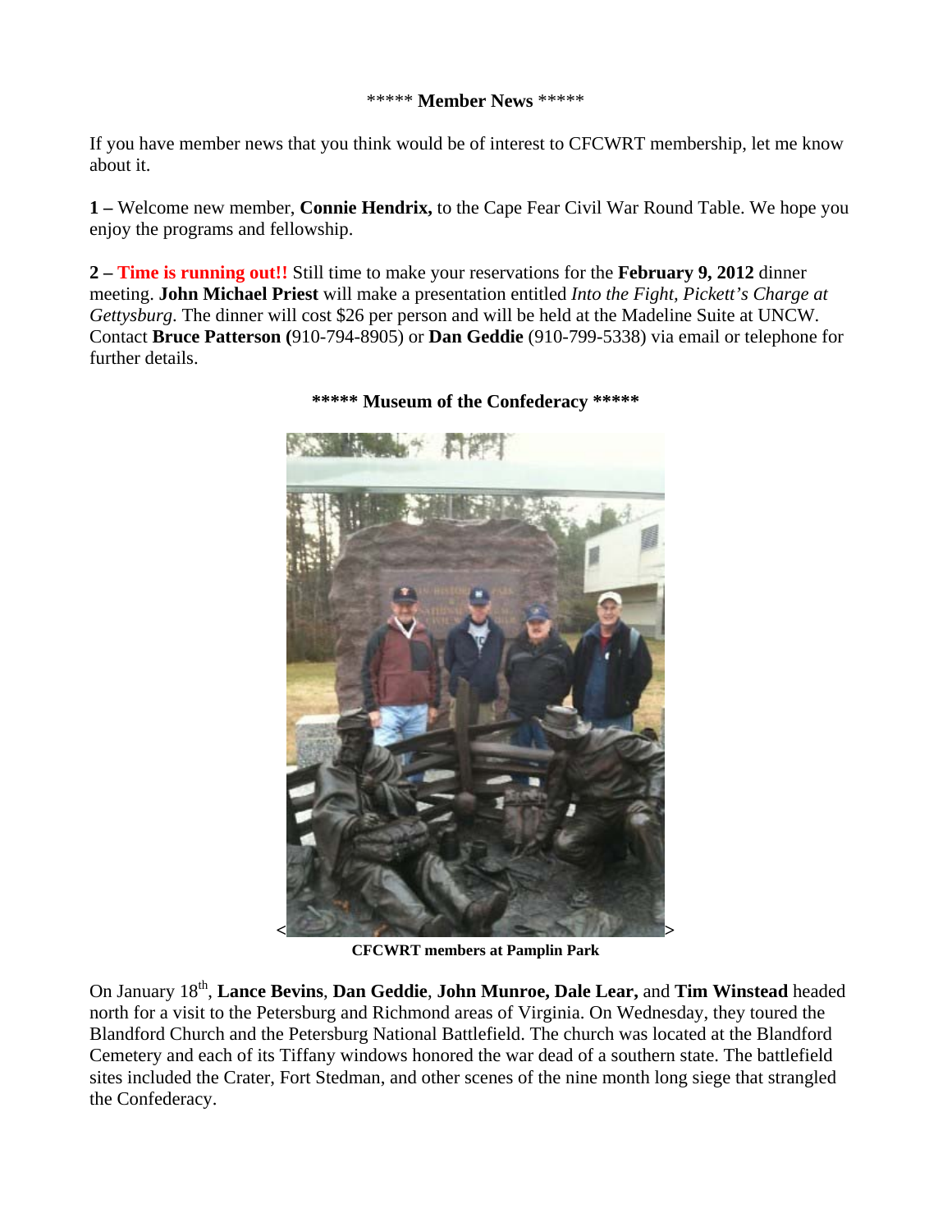\*\*\*\*\* **Member News** \*\*\*\*\*

If you have member news that you think would be of interest to CFCWRT membership, let me know about it.

**1 –** Welcome new member, **Connie Hendrix,** to the Cape Fear Civil War Round Table. We hope you enjoy the programs and fellowship.

**2 – Time is running out!!** Still time to make your reservations for the **February 9, 2012** dinner meeting. **John Michael Priest** will make a presentation entitled *Into the Fight, Pickett's Charge at Gettysburg.* The dinner will cost $26 per person and will be held at the Madeline Suite at UNCW. Contact **Bruce Patterson (**910-794-8905) or **Dan Geddie** (910-799-5338) via email or telephone for further details.

**\*\*\*\*\* Museum of the Confederacy \*\*\*\*\***

< >

**CFCWRT members at Pamplin Park**

On January 18th, **Lance Bevins**, **Dan Geddie**, **John Munroe, Dale Lear,** and **Tim Winstead** headed north for a visit to the Petersburg and Richmond areas of Virginia. On Wednesday, they toured the Blandford Church and the Petersburg National Battlefield. The church was located at the Blandford Cemetery and each of its Tiffany windows honored the war dead of a southern state. The battlefield sites included the Crater, Fort Stedman, and other scenes of the nine month long siege that strangled the Confederacy.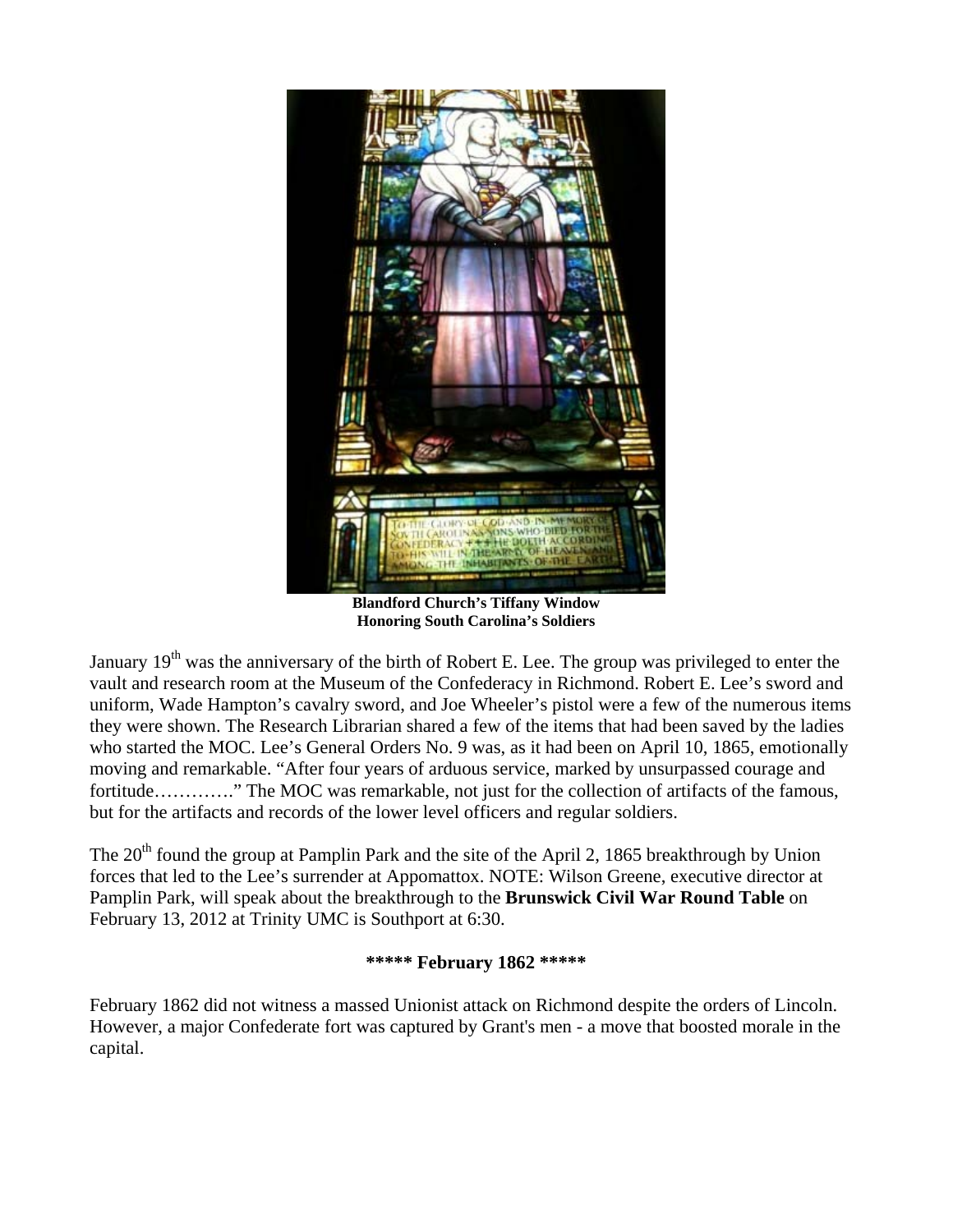**Blandford Church's Tiffany Window**
**Honoring South Carolina's Soldiers**

January 19th was the anniversary of the birth of Robert E. Lee. The group was privileged to enter the vault and research room at the Museum of the Confederacy in Richmond. Robert E. Lee's sword and uniform, Wade Hampton's cavalry sword, and Joe Wheeler's pistol were a few of the numerous items they were shown. The Research Librarian shared a few of the items that had been saved by the ladies who started the MOC. Lee's General Orders No. 9 was, as it had been on April 10, 1865, emotionally moving and remarkable. "After four years of arduous service, marked by unsurpassed courage and fortitude…………" The MOC was remarkable, not just for the collection of artifacts of the famous, but for the artifacts and records of the lower level officers and regular soldiers.

The 20th found the group at Pamplin Park and the site of the April 2, 1865 breakthrough by Union forces that led to the Lee's surrender at Appomattox. NOTE: Wilson Greene, executive director at Pamplin Park, will speak about the breakthrough to the **Brunswick Civil War Round Table** on February 13, 2012 at Trinity UMC is Southport at 6:30.

**\*\*\*\*\* February 1862 \*\*\*\*\***

February 1862 did not witness a massed Unionist attack on Richmond despite the orders of Lincoln. However, a major Confederate fort was captured by Grant's men - a move that boosted morale in the capital.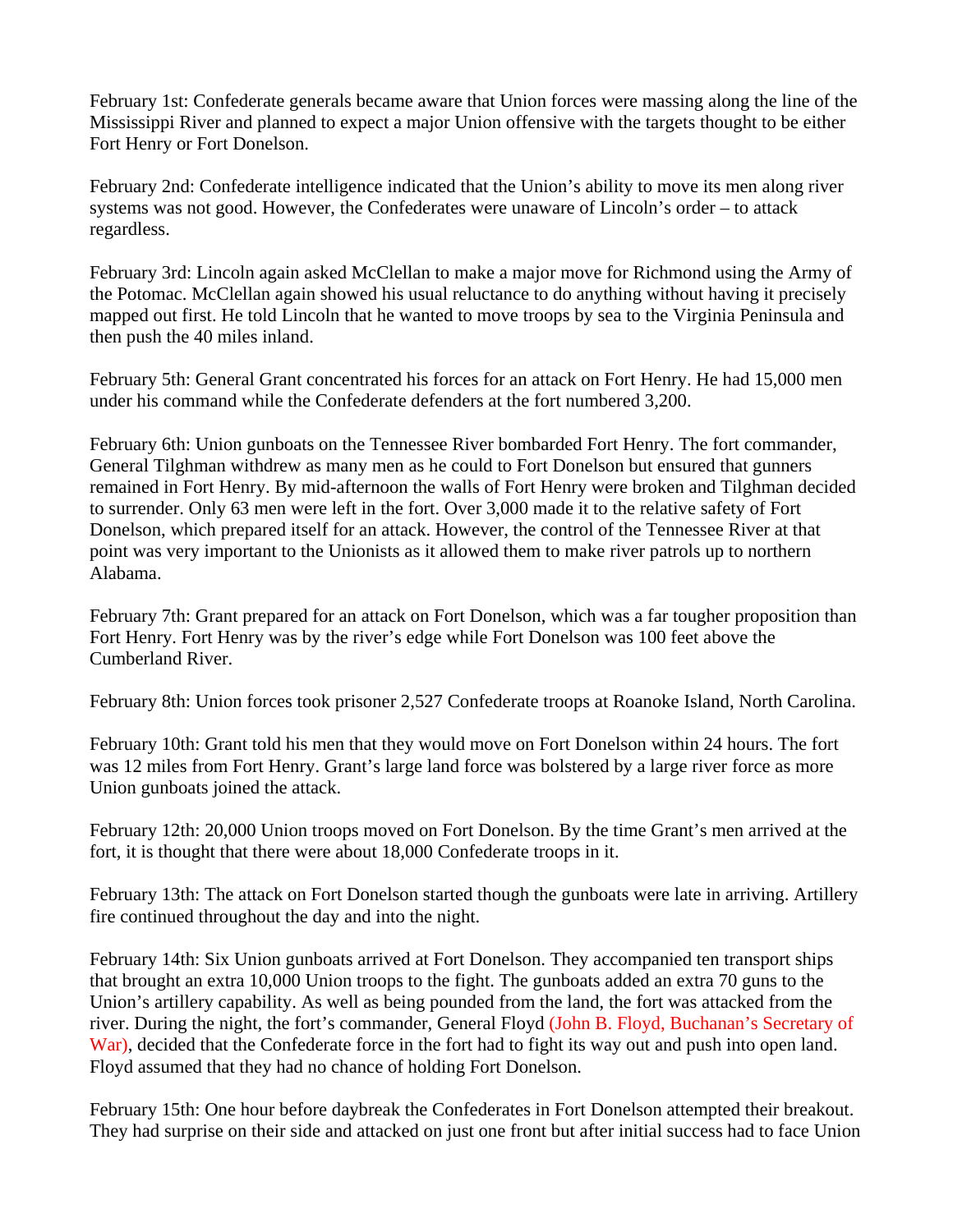February 1st: Confederate generals became aware that Union forces were massing along the line of the Mississippi River and planned to expect a major Union offensive with the targets thought to be either Fort Henry or Fort Donelson.

February 2nd: Confederate intelligence indicated that the Union's ability to move its men along river systems was not good. However, the Confederates were unaware of Lincoln's order – to attack regardless.

February 3rd: Lincoln again asked McClellan to make a major move for Richmond using the Army of the Potomac. McClellan again showed his usual reluctance to do anything without having it precisely mapped out first. He told Lincoln that he wanted to move troops by sea to the Virginia Peninsula and then push the 40 miles inland.

February 5th: General Grant concentrated his forces for an attack on Fort Henry. He had 15,000 men under his command while the Confederate defenders at the fort numbered 3,200.

February 6th: Union gunboats on the Tennessee River bombarded Fort Henry. The fort commander, General Tilghman withdrew as many men as he could to Fort Donelson but ensured that gunners remained in Fort Henry. By mid-afternoon the walls of Fort Henry were broken and Tilghman decided to surrender. Only 63 men were left in the fort. Over 3,000 made it to the relative safety of Fort Donelson, which prepared itself for an attack. However, the control of the Tennessee River at that point was very important to the Unionists as it allowed them to make river patrols up to northern Alabama.

February 7th: Grant prepared for an attack on Fort Donelson, which was a far tougher proposition than Fort Henry. Fort Henry was by the river's edge while Fort Donelson was 100 feet above the Cumberland River.

February 8th: Union forces took prisoner 2,527 Confederate troops at Roanoke Island, North Carolina.

February 10th: Grant told his men that they would move on Fort Donelson within 24 hours. The fort was 12 miles from Fort Henry. Grant's large land force was bolstered by a large river force as more Union gunboats joined the attack.

February 12th: 20,000 Union troops moved on Fort Donelson. By the time Grant's men arrived at the fort, it is thought that there were about 18,000 Confederate troops in it.

February 13th: The attack on Fort Donelson started though the gunboats were late in arriving. Artillery fire continued throughout the day and into the night.

February 14th: Six Union gunboats arrived at Fort Donelson. They accompanied ten transport ships that brought an extra 10,000 Union troops to the fight. The gunboats added an extra 70 guns to the Union's artillery capability. As well as being pounded from the land, the fort was attacked from the river. During the night, the fort's commander, General Floyd (John B. Floyd, Buchanan's Secretary of War), decided that the Confederate force in the fort had to fight its way out and push into open land. Floyd assumed that they had no chance of holding Fort Donelson.

February 15th: One hour before daybreak the Confederates in Fort Donelson attempted their breakout. They had surprise on their side and attacked on just one front but after initial success had to face Union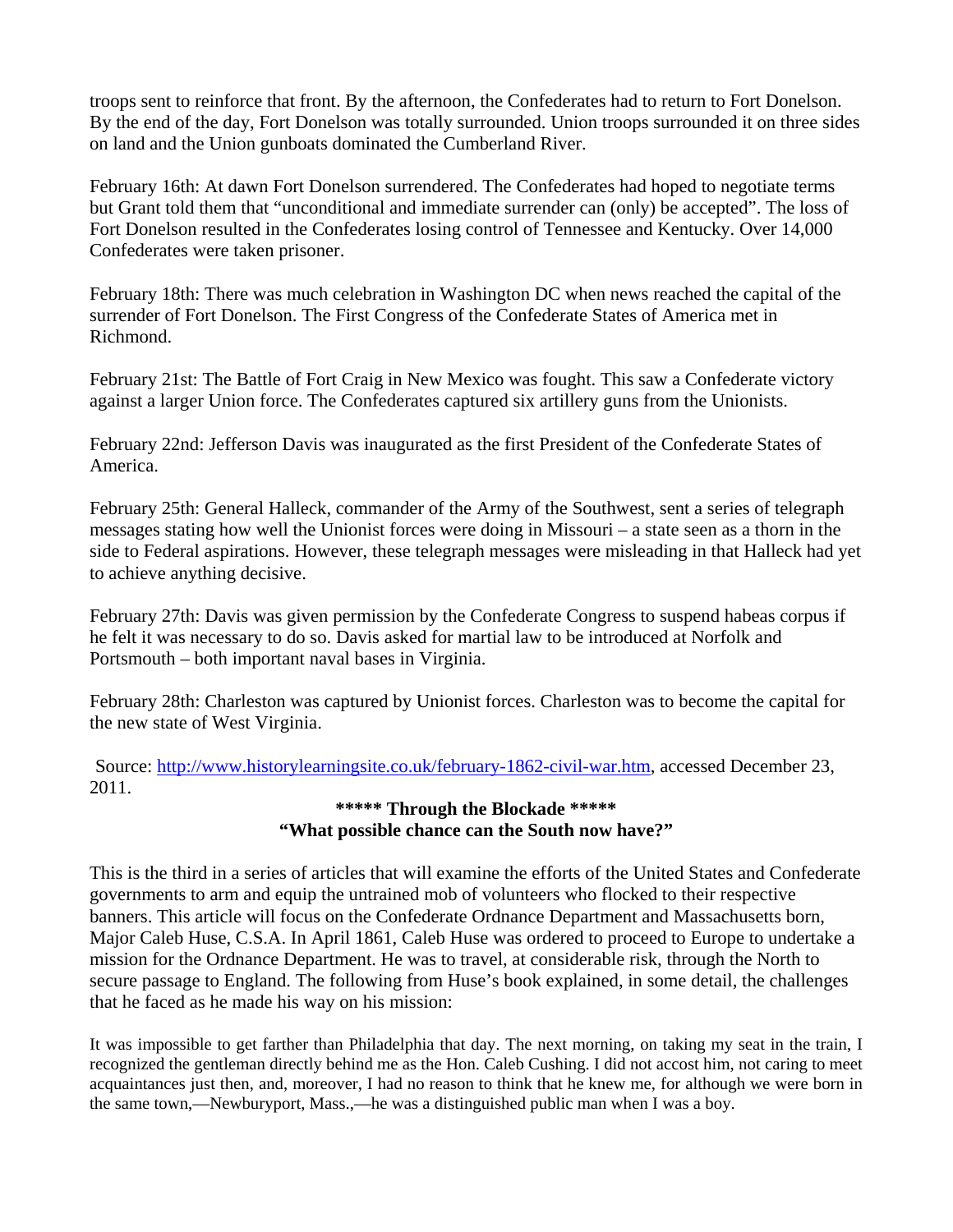troops sent to reinforce that front. By the afternoon, the Confederates had to return to Fort Donelson. By the end of the day, Fort Donelson was totally surrounded. Union troops surrounded it on three sides on land and the Union gunboats dominated the Cumberland River.

February 16th: At dawn Fort Donelson surrendered. The Confederates had hoped to negotiate terms but Grant told them that "unconditional and immediate surrender can (only) be accepted". The loss of Fort Donelson resulted in the Confederates losing control of Tennessee and Kentucky. Over 14,000 Confederates were taken prisoner.

February 18th: There was much celebration in Washington DC when news reached the capital of the surrender of Fort Donelson. The First Congress of the Confederate States of America met in Richmond.

February 21st: The Battle of Fort Craig in New Mexico was fought. This saw a Confederate victory against a larger Union force. The Confederates captured six artillery guns from the Unionists.

February 22nd: Jefferson Davis was inaugurated as the first President of the Confederate States of America.

February 25th: General Halleck, commander of the Army of the Southwest, sent a series of telegraph messages stating how well the Unionist forces were doing in Missouri – a state seen as a thorn in the side to Federal aspirations. However, these telegraph messages were misleading in that Halleck had yet to achieve anything decisive.

February 27th: Davis was given permission by the Confederate Congress to suspend habeas corpus if he felt it was necessary to do so. Davis asked for martial law to be introduced at Norfolk and Portsmouth – both important naval bases in Virginia.

February 28th: Charleston was captured by Unionist forces. Charleston was to become the capital for the new state of West Virginia.

Source: http://www.historylearningsite.co.uk/february-1862-civil-war.htm, accessed December 23, 2011.

**\*\*\*\*\* Through the Blockade \*\*\*\*\***
**"What possible chance can the South now have?"**

This is the third in a series of articles that will examine the efforts of the United States and Confederate governments to arm and equip the untrained mob of volunteers who flocked to their respective banners. This article will focus on the Confederate Ordnance Department and Massachusetts born, Major Caleb Huse, C.S.A. In April 1861, Caleb Huse was ordered to proceed to Europe to undertake a mission for the Ordnance Department. He was to travel, at considerable risk, through the North to secure passage to England. The following from Huse's book explained, in some detail, the challenges that he faced as he made his way on his mission:

> It was impossible to get farther than Philadelphia that day. The next morning, on taking my seat in the train, I recognized the gentleman directly behind me as the Hon. Caleb Cushing. I did not accost him, not caring to meet acquaintances just then, and, moreover, I had no reason to think that he knew me, for although we were born in the same town,—Newburyport, Mass.,—he was a distinguished public man when I was a boy.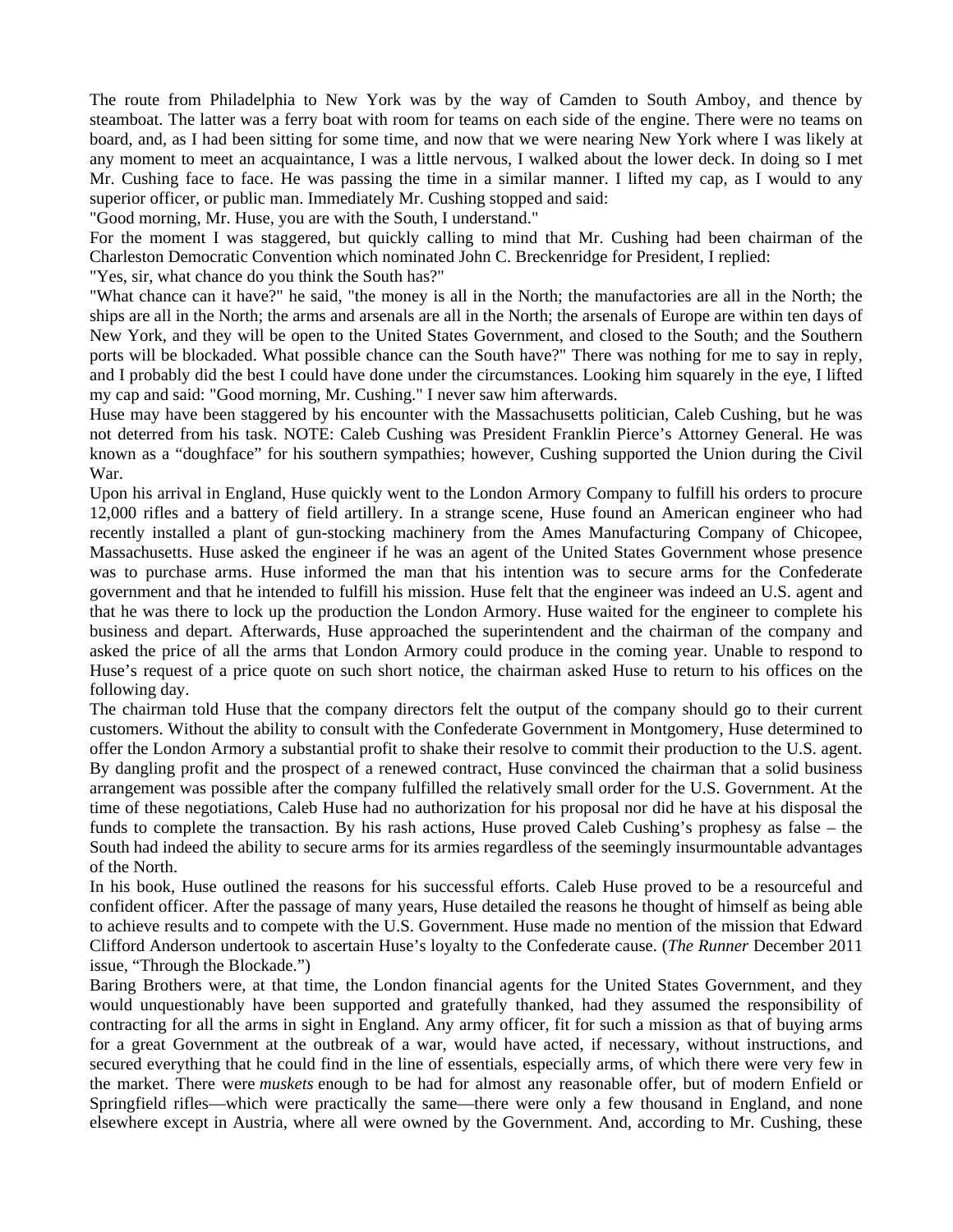The route from Philadelphia to New York was by the way of Camden to South Amboy, and thence by steamboat. The latter was a ferry boat with room for teams on each side of the engine. There were no teams on board, and, as I had been sitting for some time, and now that we were nearing New York where I was likely at any moment to meet an acquaintance, I was a little nervous, I walked about the lower deck. In doing so I met Mr. Cushing face to face. He was passing the time in a similar manner. I lifted my cap, as I would to any superior officer, or public man. Immediately Mr. Cushing stopped and said:

"Good morning, Mr. Huse, you are with the South, I understand."

For the moment I was staggered, but quickly calling to mind that Mr. Cushing had been chairman of the Charleston Democratic Convention which nominated John C. Breckenridge for President, I replied:

"Yes, sir, what chance do you think the South has?"

"What chance can it have?" he said, "the money is all in the North; the manufactories are all in the North; the ships are all in the North; the arms and arsenals are all in the North; the arsenals of Europe are within ten days of New York, and they will be open to the United States Government, and closed to the South; and the Southern ports will be blockaded. What possible chance can the South have?" There was nothing for me to say in reply, and I probably did the best I could have done under the circumstances. Looking him squarely in the eye, I lifted my cap and said: "Good morning, Mr. Cushing." I never saw him afterwards.

Huse may have been staggered by his encounter with the Massachusetts politician, Caleb Cushing, but he was not deterred from his task. NOTE: Caleb Cushing was President Franklin Pierce's Attorney General. He was known as a "doughface" for his southern sympathies; however, Cushing supported the Union during the Civil War.

Upon his arrival in England, Huse quickly went to the London Armory Company to fulfill his orders to procure 12,000 rifles and a battery of field artillery. In a strange scene, Huse found an American engineer who had recently installed a plant of gun-stocking machinery from the Ames Manufacturing Company of Chicopee, Massachusetts. Huse asked the engineer if he was an agent of the United States Government whose presence was to purchase arms. Huse informed the man that his intention was to secure arms for the Confederate government and that he intended to fulfill his mission. Huse felt that the engineer was indeed an U.S. agent and that he was there to lock up the production the London Armory. Huse waited for the engineer to complete his business and depart. Afterwards, Huse approached the superintendent and the chairman of the company and asked the price of all the arms that London Armory could produce in the coming year. Unable to respond to Huse's request of a price quote on such short notice, the chairman asked Huse to return to his offices on the following day.

The chairman told Huse that the company directors felt the output of the company should go to their current customers. Without the ability to consult with the Confederate Government in Montgomery, Huse determined to offer the London Armory a substantial profit to shake their resolve to commit their production to the U.S. agent. By dangling profit and the prospect of a renewed contract, Huse convinced the chairman that a solid business arrangement was possible after the company fulfilled the relatively small order for the U.S. Government. At the time of these negotiations, Caleb Huse had no authorization for his proposal nor did he have at his disposal the funds to complete the transaction. By his rash actions, Huse proved Caleb Cushing's prophesy as false – the South had indeed the ability to secure arms for its armies regardless of the seemingly insurmountable advantages of the North.

In his book, Huse outlined the reasons for his successful efforts. Caleb Huse proved to be a resourceful and confident officer. After the passage of many years, Huse detailed the reasons he thought of himself as being able to achieve results and to compete with the U.S. Government. Huse made no mention of the mission that Edward Clifford Anderson undertook to ascertain Huse's loyalty to the Confederate cause. (*The Runner* December 2011 issue, "Through the Blockade.")

Baring Brothers were, at that time, the London financial agents for the United States Government, and they would unquestionably have been supported and gratefully thanked, had they assumed the responsibility of contracting for all the arms in sight in England. Any army officer, fit for such a mission as that of buying arms for a great Government at the outbreak of a war, would have acted, if necessary, without instructions, and secured everything that he could find in the line of essentials, especially arms, of which there were very few in the market. There were *muskets* enough to be had for almost any reasonable offer, but of modern Enfield or Springfield rifles—which were practically the same—there were only a few thousand in England, and none elsewhere except in Austria, where all were owned by the Government. And, according to Mr. Cushing, these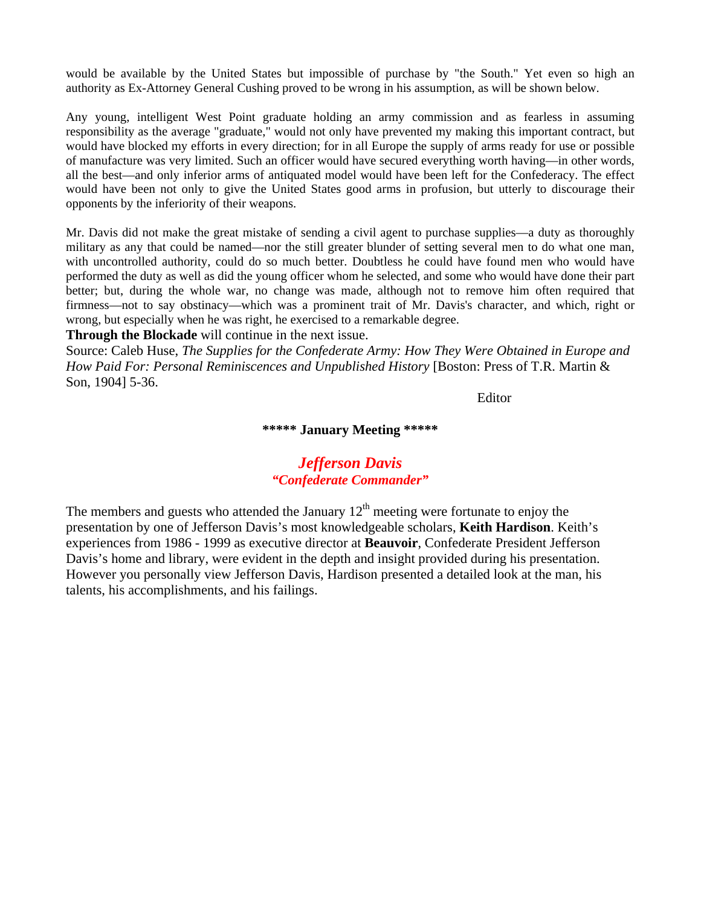would be available by the United States but impossible of purchase by "the South." Yet even so high an authority as Ex-Attorney General Cushing proved to be wrong in his assumption, as will be shown below.

Any young, intelligent West Point graduate holding an army commission and as fearless in assuming responsibility as the average "graduate," would not only have prevented my making this important contract, but would have blocked my efforts in every direction; for in all Europe the supply of arms ready for use or possible of manufacture was very limited. Such an officer would have secured everything worth having—in other words, all the best—and only inferior arms of antiquated model would have been left for the Confederacy. The effect would have been not only to give the United States good arms in profusion, but utterly to discourage their opponents by the inferiority of their weapons.

Mr. Davis did not make the great mistake of sending a civil agent to purchase supplies—a duty as thoroughly military as any that could be named—nor the still greater blunder of setting several men to do what one man, with uncontrolled authority, could do so much better. Doubtless he could have found men who would have performed the duty as well as did the young officer whom he selected, and some who would have done their part better; but, during the whole war, no change was made, although not to remove him often required that firmness—not to say obstinacy—which was a prominent trait of Mr. Davis's character, and which, right or wrong, but especially when he was right, he exercised to a remarkable degree.

**Through the Blockade** will continue in the next issue.

Source: Caleb Huse, *The Supplies for the Confederate Army: How They Were Obtained in Europe and How Paid For: Personal Reminiscences and Unpublished History* [Boston: Press of T.R. Martin & Son, 1904] 5-36.

Editor

**\*\*\*\*\* January Meeting \*\*\*\*\***

## *Jefferson Davis*

### *"Confederate Commander"*

The members and guests who attended the January 12th meeting were fortunate to enjoy the presentation by one of Jefferson Davis's most knowledgeable scholars, **Keith Hardison**. Keith's experiences from 1986 - 1999 as executive director at **Beauvoir**, Confederate President Jefferson Davis's home and library, were evident in the depth and insight provided during his presentation. However you personally view Jefferson Davis, Hardison presented a detailed look at the man, his talents, his accomplishments, and his failings.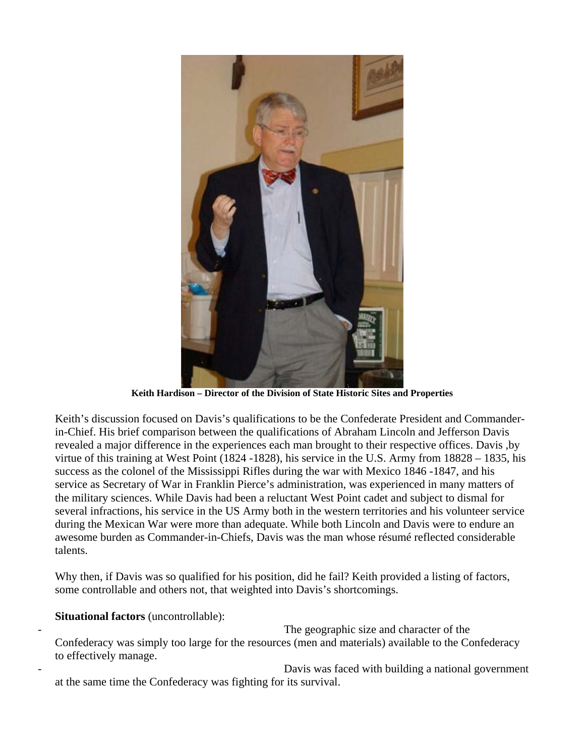Keith Hardison – Director of the Division of State Historic Sites and Properties

Keith's discussion focused on Davis's qualifications to be the Confederate President and Commander-in-Chief. His brief comparison between the qualifications of Abraham Lincoln and Jefferson Davis revealed a major difference in the experiences each man brought to their respective offices. Davis ,by virtue of this training at West Point (1824 -1828), his service in the U.S. Army from 18828 – 1835, his success as the colonel of the Mississippi Rifles during the war with Mexico 1846 -1847, and his service as Secretary of War in Franklin Pierce's administration, was experienced in many matters of the military sciences. While Davis had been a reluctant West Point cadet and subject to dismal for several infractions, his service in the US Army both in the western territories and his volunteer service during the Mexican War were more than adequate. While both Lincoln and Davis were to endure an awesome burden as Commander-in-Chiefs, Davis was the man whose résumé reflected considerable talents.

Why then, if Davis was so qualified for his position, did he fail? Keith provided a listing of factors, some controllable and others not, that weighted into Davis's shortcomings.

**Situational factors** (uncontrollable):

- The geographic size and character of the Confederacy was simply too large for the resources (men and materials) available to the Confederacy to effectively manage.
- Davis was faced with building a national government at the same time the Confederacy was fighting for its survival.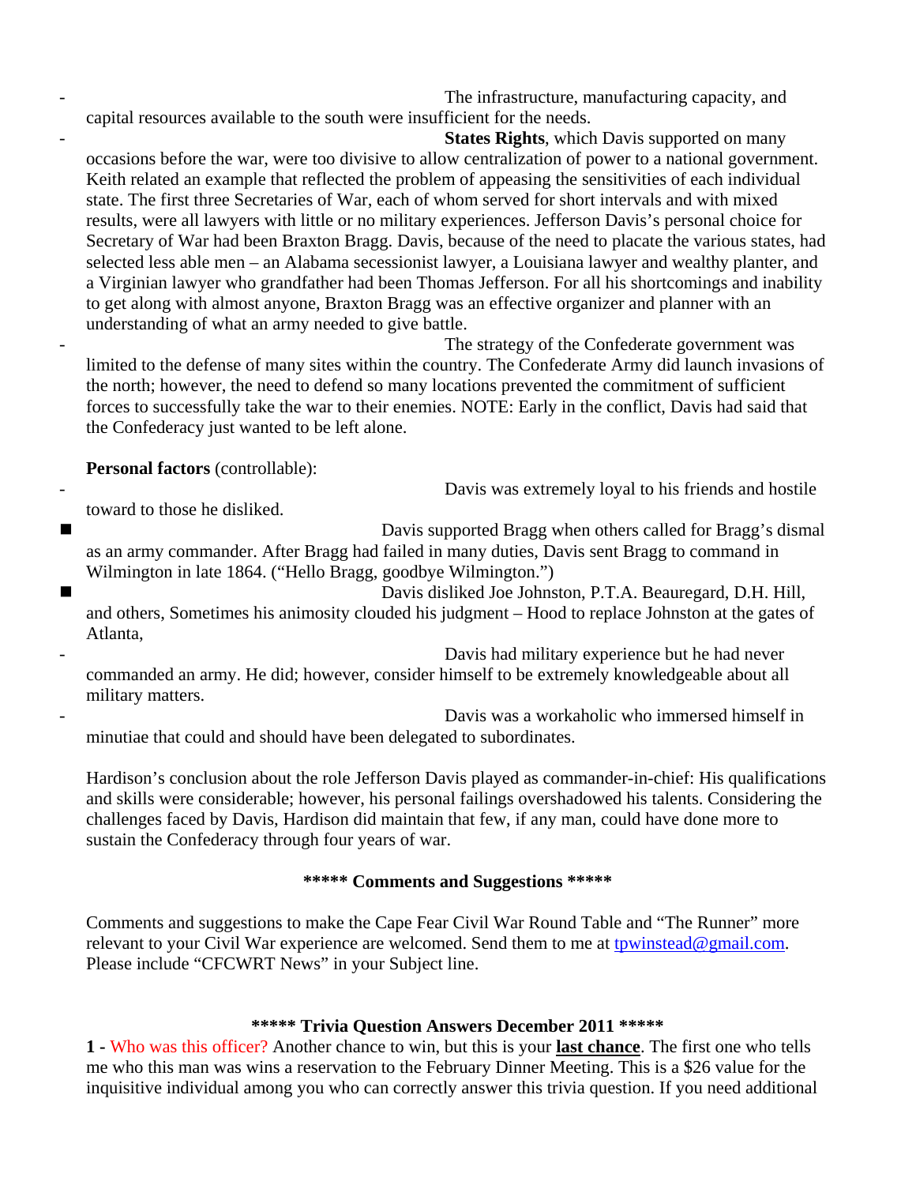- The infrastructure, manufacturing capacity, and capital resources available to the south were insufficient for the needs.
- **States Rights**, which Davis supported on many occasions before the war, were too divisive to allow centralization of power to a national government. Keith related an example that reflected the problem of appeasing the sensitivities of each individual state. The first three Secretaries of War, each of whom served for short intervals and with mixed results, were all lawyers with little or no military experiences. Jefferson Davis's personal choice for Secretary of War had been Braxton Bragg. Davis, because of the need to placate the various states, had selected less able men – an Alabama secessionist lawyer, a Louisiana lawyer and wealthy planter, and a Virginian lawyer who grandfather had been Thomas Jefferson. For all his shortcomings and inability to get along with almost anyone, Braxton Bragg was an effective organizer and planner with an understanding of what an army needed to give battle.
- The strategy of the Confederate government was limited to the defense of many sites within the country. The Confederate Army did launch invasions of the north; however, the need to defend so many locations prevented the commitment of sufficient forces to successfully take the war to their enemies. NOTE: Early in the conflict, Davis had said that the Confederacy just wanted to be left alone.

**Personal factors** (controllable):

- Davis was extremely loyal to his friends and hostile toward to those he disliked.
  - Davis supported Bragg when others called for Bragg's dismal as an army commander. After Bragg had failed in many duties, Davis sent Bragg to command in Wilmington in late 1864. ("Hello Bragg, goodbye Wilmington.")
  - Davis disliked Joe Johnston, P.T.A. Beauregard, D.H. Hill, and others, Sometimes his animosity clouded his judgment – Hood to replace Johnston at the gates of Atlanta,
- Davis had military experience but he had never commanded an army. He did; however, consider himself to be extremely knowledgeable about all military matters.
- Davis was a workaholic who immersed himself in minutiae that could and should have been delegated to subordinates.

Hardison's conclusion about the role Jefferson Davis played as commander-in-chief: His qualifications and skills were considerable; however, his personal failings overshadowed his talents. Considering the challenges faced by Davis, Hardison did maintain that few, if any man, could have done more to sustain the Confederacy through four years of war.

**\*\*\*\*\* Comments and Suggestions \*\*\*\*\***

Comments and suggestions to make the Cape Fear Civil War Round Table and "The Runner" more relevant to your Civil War experience are welcomed. Send them to me at tpwinstead@gmail.com. Please include "CFCWRT News" in your Subject line.

**\*\*\*\*\* Trivia Question Answers December 2011 \*\*\*\*\***

**1 -** Who was this officer? Another chance to win, but this is your **last chance**. The first one who tells me who this man was wins a reservation to the February Dinner Meeting. This is a $26 value for the inquisitive individual among you who can correctly answer this trivia question. If you need additional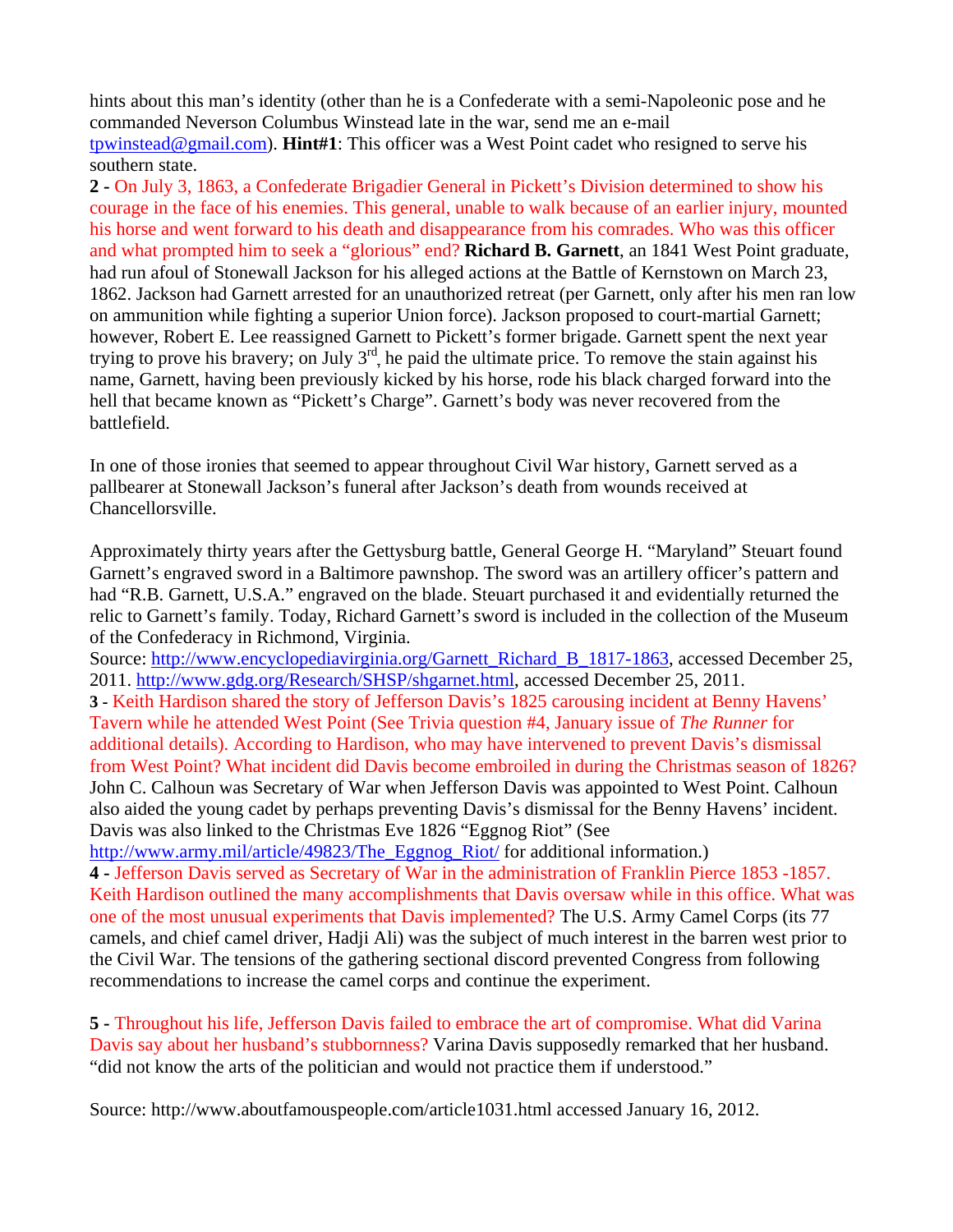hints about this man's identity (other than he is a Confederate with a semi-Napoleonic pose and he commanded Neverson Columbus Winstead late in the war, send me an e-mail [tpwinstead@gmail.com](mailto:tpwinstead@gmail.com)). **Hint#1**: This officer was a West Point cadet who resigned to serve his southern state.

**2 -** On July 3, 1863, a Confederate Brigadier General in Pickett's Division determined to show his courage in the face of his enemies. This general, unable to walk because of an earlier injury, mounted his horse and went forward to his death and disappearance from his comrades. Who was this officer and what prompted him to seek a "glorious" end? **Richard B. Garnett**, an 1841 West Point graduate, had run afoul of Stonewall Jackson for his alleged actions at the Battle of Kernstown on March 23, 1862. Jackson had Garnett arrested for an unauthorized retreat (per Garnett, only after his men ran low on ammunition while fighting a superior Union force). Jackson proposed to court-martial Garnett; however, Robert E. Lee reassigned Garnett to Pickett's former brigade. Garnett spent the next year trying to prove his bravery; on July 3rd, he paid the ultimate price. To remove the stain against his name, Garnett, having been previously kicked by his horse, rode his black charged forward into the hell that became known as "Pickett's Charge". Garnett's body was never recovered from the battlefield.

In one of those ironies that seemed to appear throughout Civil War history, Garnett served as a pallbearer at Stonewall Jackson's funeral after Jackson's death from wounds received at Chancellorsville.

Approximately thirty years after the Gettysburg battle, General George H. "Maryland" Steuart found Garnett's engraved sword in a Baltimore pawnshop. The sword was an artillery officer's pattern and had "R.B. Garnett, U.S.A." engraved on the blade. Steuart purchased it and evidentially returned the relic to Garnett's family. Today, Richard Garnett's sword is included in the collection of the Museum of the Confederacy in Richmond, Virginia.

Source: [http://www.encyclopediavirginia.org/Garnett_Richard_B_1817-1863](http://www.encyclopediavirginia.org/Garnett_Richard_B_1817-1863), accessed December 25, 2011. [http://www.gdg.org/Research/SHSP/shgarnet.html](http://www.gdg.org/Research/SHSP/shgarnet.html), accessed December 25, 2011.

**3 -** Keith Hardison shared the story of Jefferson Davis's 1825 carousing incident at Benny Havens' Tavern while he attended West Point (See Trivia question #4, January issue of *The Runner* for additional details). According to Hardison, who may have intervened to prevent Davis's dismissal from West Point? What incident did Davis become embroiled in during the Christmas season of 1826? John C. Calhoun was Secretary of War when Jefferson Davis was appointed to West Point. Calhoun also aided the young cadet by perhaps preventing Davis's dismissal for the Benny Havens' incident. Davis was also linked to the Christmas Eve 1826 "Eggnog Riot" (See [http://www.army.mil/article/49823/The_Eggnog_Riot/](http://www.army.mil/article/49823/The_Eggnog_Riot/) for additional information.)

**4 -** Jefferson Davis served as Secretary of War in the administration of Franklin Pierce 1853 -1857. Keith Hardison outlined the many accomplishments that Davis oversaw while in this office. What was one of the most unusual experiments that Davis implemented? The U.S. Army Camel Corps (its 77 camels, and chief camel driver, Hadji Ali) was the subject of much interest in the barren west prior to the Civil War. The tensions of the gathering sectional discord prevented Congress from following recommendations to increase the camel corps and continue the experiment.

**5 -** Throughout his life, Jefferson Davis failed to embrace the art of compromise. What did Varina Davis say about her husband's stubbornness? Varina Davis supposedly remarked that her husband. "did not know the arts of the politician and would not practice them if understood."

Source: http://www.aboutfamouspeople.com/article1031.html accessed January 16, 2012.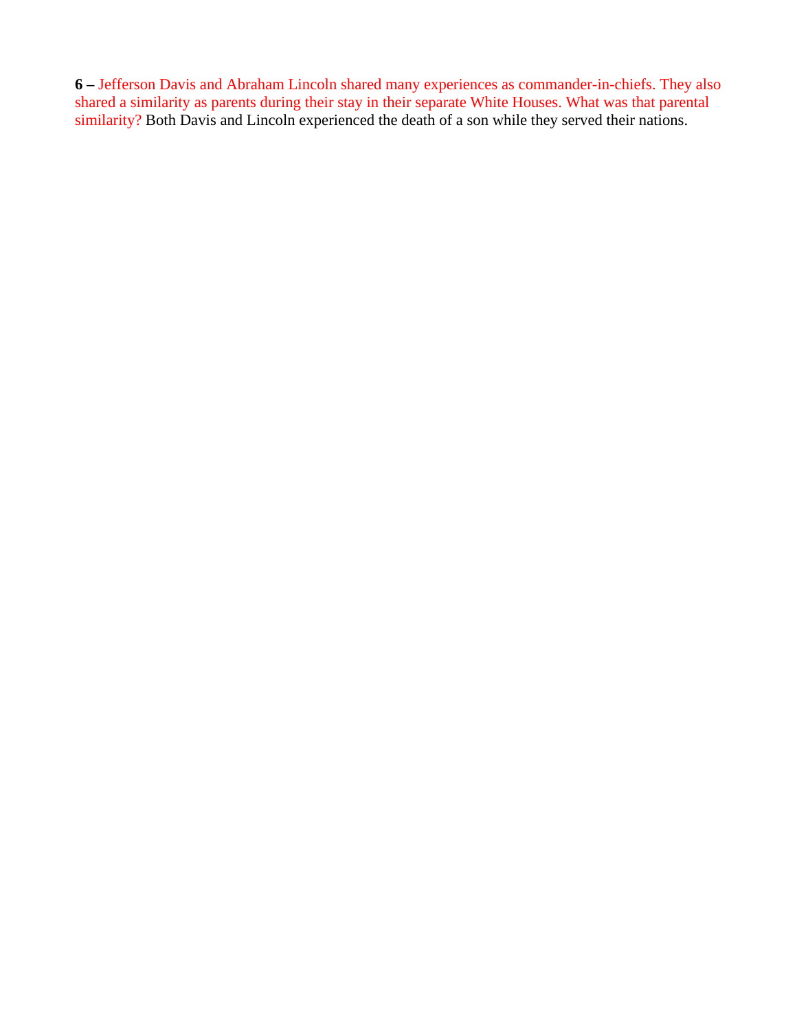**6 –** Jefferson Davis and Abraham Lincoln shared many experiences as commander-in-chiefs. They also shared a similarity as parents during their stay in their separate White Houses. What was that parental similarity? Both Davis and Lincoln experienced the death of a son while they served their nations.